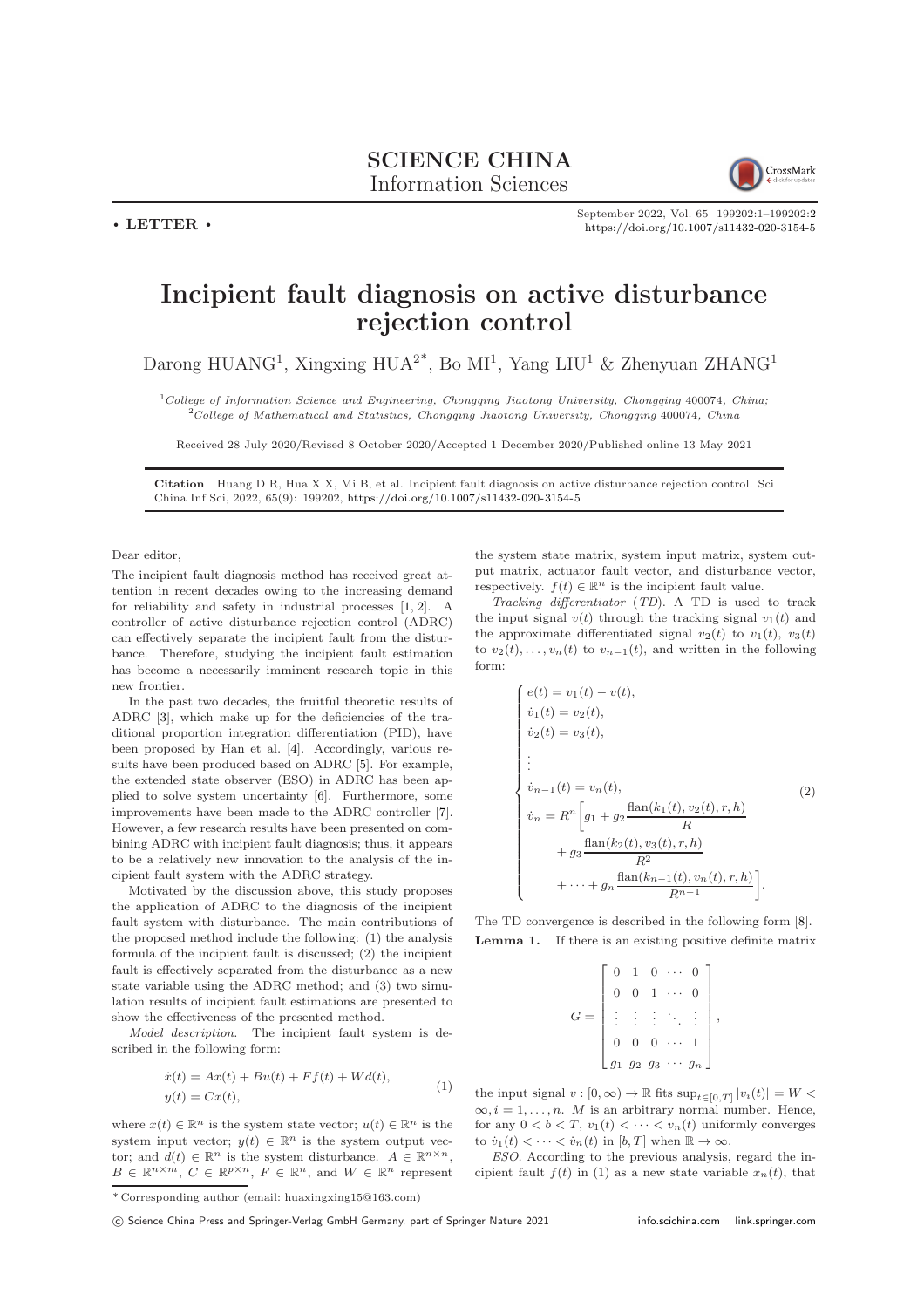# SCIENCE CHINA
Information Sciences

• LETTER •

# Incipient fault diagnosis on active disturbance rejection control

Darong HUANG[1], Xingxing HUA[2*], Bo MI[1], Yang LIU[1] & Zhenyuan ZHANG[1]

[1]*College of Information Science and Engineering, Chongqing Jiaotong University, Chongqing 400074, China;*
[2]*College of Mathematical and Statistics, Chongqing Jiaotong University, Chongqing 400074, China*

Received 28 July 2020/Revised 8 October 2020/Accepted 1 December 2020/Published online 13 May 2021

**Citation** Huang D R, Hua X X, Mi B, et al. Incipient fault diagnosis on active disturbance rejection control. Sci China Inf Sci, 2022, 65(9): 199202, https://doi.org/10.1007/s11432-020-3154-5

Dear editor,

The incipient fault diagnosis method has received great attention in recent decades owing to the increasing demand for reliability and safety in industrial processes [1, 2]. A controller of active disturbance rejection control (ADRC) can effectively separate the incipient fault from the disturbance. Therefore, studying the incipient fault estimation has become a necessarily imminent research topic in this new frontier.

In the past two decades, the fruitful theoretic results of ADRC [3], which make up for the deficiencies of the traditional proportion integration differentiation (PID), have been proposed by Han et al. [4]. Accordingly, various results have been produced based on ADRC [5]. For example, the extended state observer (ESO) in ADRC has been applied to solve system uncertainty [6]. Furthermore, some improvements have been made to the ADRC controller [7]. However, a few research results have been presented on combining ADRC with incipient fault diagnosis; thus, it appears to be a relatively new innovation to the analysis of the incipient fault system with the ADRC strategy.

Motivated by the discussion above, this study proposes the application of ADRC to the diagnosis of the incipient fault system with disturbance. The main contributions of the proposed method include the following: (1) the analysis formula of the incipient fault is discussed; (2) the incipient fault is effectively separated from the disturbance as a new state variable using the ADRC method; and (3) two simulation results of incipient fault estimations are presented to show the effectiveness of the presented method.

*Model description*. The incipient fault system is described in the following form:

$$
\begin{aligned}
&\dot{x}(t) = Ax(t) + Bu(t) + Ff(t) + Wd(t),\\
&y(t) = Cx(t),
\end{aligned}
\tag{1}
$$

where $x(t) \in \mathbb{R}^n$ is the system state vector; $u(t) \in \mathbb{R}^n$ is the system input vector; $y(t) \in \mathbb{R}^n$ is the system output vector; and $d(t) \in \mathbb{R}^n$ is the system disturbance. $A \in \mathbb{R}^{n\times n}$, $B \in \mathbb{R}^{n\times m}$, $C \in \mathbb{R}^{p\times n}$, $F \in \mathbb{R}^n$, and $W \in \mathbb{R}^n$ represent the system state matrix, system input matrix, system output matrix, actuator fault vector, and disturbance vector, respectively. $f(t) \in \mathbb{R}^n$ is the incipient fault value.

*Tracking differentiator* (*TD*). A TD is used to track the input signal $v(t)$ through the tracking signal $v_1(t)$ and the approximate differentiated signal $v_2(t)$ to $v_1(t)$, $v_3(t)$ to $v_2(t), \ldots, v_n(t)$ to $v_{n-1}(t)$, and written in the following form:

$$
\begin{cases}
e(t) = v_1(t) - v(t),\\
\dot{v}_1(t) = v_2(t),\\
\dot{v}_2(t) = v_3(t),\\
\vdots\\
\dot{v}_{n-1}(t) = v_n(t),\\
\dot{v}_n = R^n\Big[g_1 + g_2\dfrac{\mathrm{flan}(k_1(t), v_2(t), r, h)}{R}\\
\qquad + g_3\dfrac{\mathrm{flan}(k_2(t), v_3(t), r, h)}{R^2}\\
\qquad + \cdots + g_n\dfrac{\mathrm{flan}(k_{n-1}(t), v_n(t), r, h)}{R^{n-1}}\Big].
\end{cases}
\tag{2}
$$

The TD convergence is described in the following form [8].

**Lemma 1.** If there is an existing positive definite matrix

$$
G = \begin{bmatrix}
0 & 1 & 0 & \cdots & 0\\
0 & 0 & 1 & \cdots & 0\\
\vdots & \vdots & \vdots & \ddots & \vdots\\
0 & 0 & 0 & \cdots & 1\\
g_1 & g_2 & g_3 & \cdots & g_n
\end{bmatrix},
$$

the input signal $v : [0, \infty) \to \mathbb{R}$ fits $\sup_{t\in[0,T]} |v_i(t)| = W < \infty, i = 1, \ldots, n$. $M$ is an arbitrary normal number. Hence, for any $0 < b < T$, $v_1(t) < \cdots < v_n(t)$ uniformly converges to $\dot{v}_1(t) < \cdots < \dot{v}_n(t)$ in $[b, T]$ when $\mathbb{R} \to \infty$.

*ESO*. According to the previous analysis, regard the incipient fault $f(t)$ in (1) as a new state variable $x_n(t)$, that

---

\* Corresponding author (email: huaxingxing15@163.com)

© Science China Press and Springer-Verlag GmbH Germany, part of Springer Nature 2021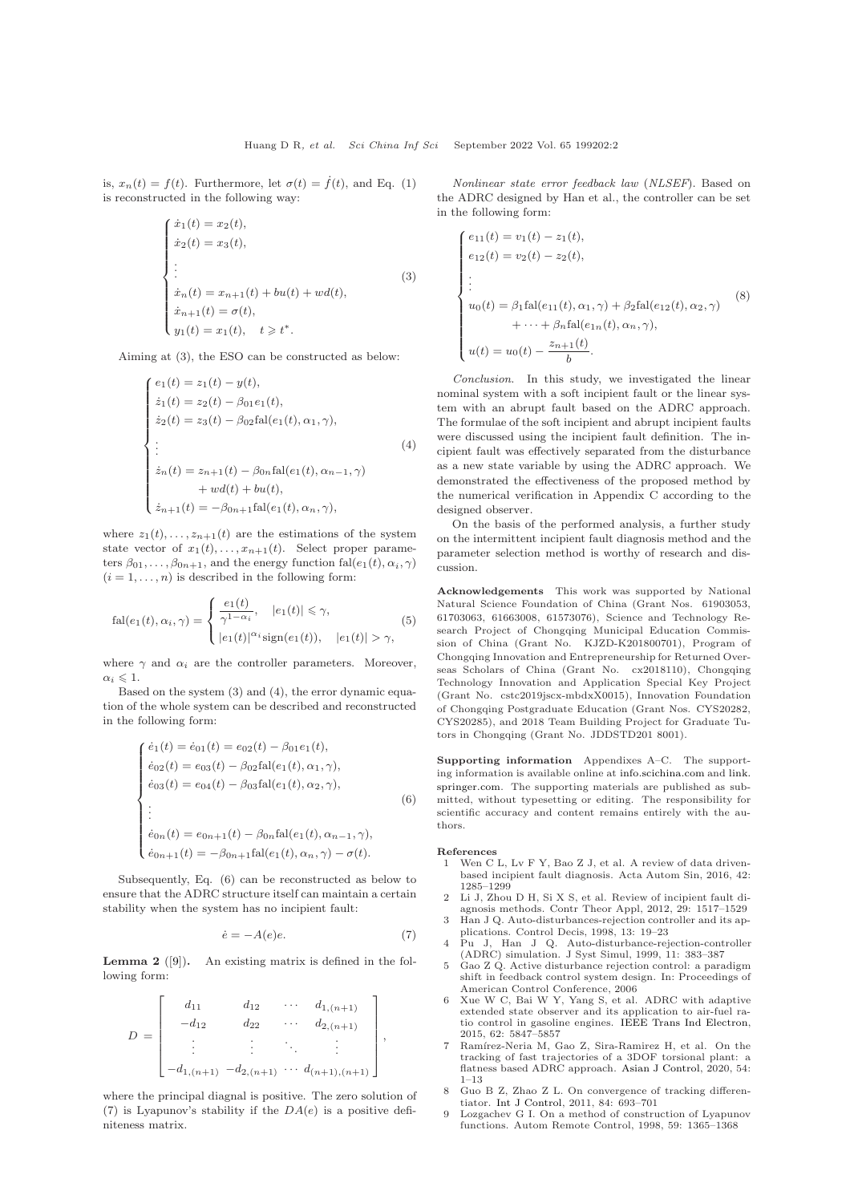is, $x_n(t) = f(t)$. Furthermore, let $\sigma(t) = \dot{f}(t)$, and Eq. (1) is reconstructed in the following way:

$$
\begin{cases}
\dot{x}_1(t) = x_2(t),\\
\dot{x}_2(t) = x_3(t),\\
\vdots\\
\dot{x}_n(t) = x_{n+1}(t) + bu(t) + wd(t),\\
\dot{x}_{n+1}(t) = \sigma(t),\\
y_1(t) = x_1(t), \quad t \geqslant t^*.
\end{cases}
\tag{3}
$$

Aiming at (3), the ESO can be constructed as below:

$$
\begin{cases}
e_1(t) = z_1(t) - y(t),\\
\dot{z}_1(t) = z_2(t) - \beta_{01}e_1(t),\\
\dot{z}_2(t) = z_3(t) - \beta_{02}\mathrm{fal}(e_1(t), \alpha_1, \gamma),\\
\vdots\\
\dot{z}_n(t) = z_{n+1}(t) - \beta_{0n}\mathrm{fal}(e_1(t), \alpha_{n-1}, \gamma)\\
\qquad + wd(t) + bu(t),\\
\dot{z}_{n+1}(t) = -\beta_{0n+1}\mathrm{fal}(e_1(t), \alpha_n, \gamma),
\end{cases}
\tag{4}
$$

where $z_1(t), \ldots, z_{n+1}(t)$ are the estimations of the system state vector of $x_1(t), \ldots, x_{n+1}(t)$. Select proper parameters $\beta_{01}, \ldots, \beta_{0n+1}$, and the energy function $\mathrm{fal}(e_1(t), \alpha_i, \gamma)$ $(i = 1, \ldots, n)$ is described in the following form:

$$
\mathrm{fal}(e_1(t), \alpha_i, \gamma) =
\begin{cases}
\dfrac{e_1(t)}{\gamma^{1-\alpha_i}}, & |e_1(t)| \leqslant \gamma,\\
|e_1(t)|^{\alpha_i}\mathrm{sign}(e_1(t)), & |e_1(t)| > \gamma,
\end{cases}
\tag{5}
$$

where $\gamma$ and $\alpha_i$ are the controller parameters. Moreover, $\alpha_i \leqslant 1$.

Based on the system (3) and (4), the error dynamic equation of the whole system can be described and reconstructed in the following form:

$$
\begin{cases}
\dot{e}_1(t) = \dot{e}_{01}(t) = e_{02}(t) - \beta_{01}e_1(t),\\
\dot{e}_{02}(t) = e_{03}(t) - \beta_{02}\mathrm{fal}(e_1(t), \alpha_1, \gamma),\\
\dot{e}_{03}(t) = e_{04}(t) - \beta_{03}\mathrm{fal}(e_1(t), \alpha_2, \gamma),\\
\vdots\\
\dot{e}_{0n}(t) = e_{0n+1}(t) - \beta_{0n}\mathrm{fal}(e_1(t), \alpha_{n-1}, \gamma),\\
\dot{e}_{0n+1}(t) = -\beta_{0n+1}\mathrm{fal}(e_1(t), \alpha_n, \gamma) - \sigma(t).
\end{cases}
\tag{6}
$$

Subsequently, Eq. (6) can be reconstructed as below to ensure that the ADRC structure itself can maintain a certain stability when the system has no incipient fault:

$$
\dot{e} = -A(e)e. \tag{7}
$$

**Lemma 2** ([9]). An existing matrix is defined in the following form:

$$
D = \begin{bmatrix}
d_{11} & d_{12} & \cdots & d_{1,(n+1)}\\
-d_{12} & d_{22} & \cdots & d_{2,(n+1)}\\
\vdots & \vdots & \ddots & \vdots\\
-d_{1,(n+1)} & -d_{2,(n+1)} & \cdots & d_{(n+1),(n+1)}
\end{bmatrix},
$$

where the principal diagnal is positive. The zero solution of (7) is Lyapunov's stability if the $DA(e)$ is a positive definiteness matrix.

*Nonlinear state error feedback law* (*NLSEF*). Based on the ADRC designed by Han et al., the controller can be set in the following form:

$$
\begin{cases}
e_{11}(t) = v_1(t) - z_1(t),\\
e_{12}(t) = v_2(t) - z_2(t),\\
\vdots\\
u_0(t) = \beta_1\mathrm{fal}(e_{11}(t), \alpha_1, \gamma) + \beta_2\mathrm{fal}(e_{12}(t), \alpha_2, \gamma)\\
\qquad + \cdots + \beta_n\mathrm{fal}(e_{1n}(t), \alpha_n, \gamma),\\
u(t) = u_0(t) - \dfrac{z_{n+1}(t)}{b}.
\end{cases}
\tag{8}
$$

*Conclusion.* In this study, we investigated the linear nominal system with a soft incipient fault or the linear system with an abrupt fault based on the ADRC approach. The formulae of the soft incipient and abrupt incipient faults were discussed using the incipient fault definition. The incipient fault was effectively separated from the disturbance as a new state variable by using the ADRC approach. We demonstrated the effectiveness of the proposed method by the numerical verification in Appendix C according to the designed observer.

On the basis of the performed analysis, a further study on the intermittent incipient fault diagnosis method and the parameter selection method is worthy of research and discussion.

**Acknowledgements** This work was supported by National Natural Science Foundation of China (Grant Nos. 61903053, 61703063, 61663008, 61573076), Science and Technology Research Project of Chongqing Municipal Education Commission of China (Grant No. KJZD-K201800701), Program of Chongqing Innovation and Entrepreneurship for Returned Overseas Scholars of China (Grant No. cx2018110), Chongqing Technology Innovation and Application Special Key Project (Grant No. cstc2019jscx-mbdxX0015), Innovation Foundation of Chongqing Postgraduate Education (Grant Nos. CYS20282, CYS20285), and 2018 Team Building Project for Graduate Tutors in Chongqing (Grant No. JDDSTD201 8001).

**Supporting information** Appendixes A–C. The supporting information is available online at info.scichina.com and link.springer.com. The supporting materials are published as submitted, without typesetting or editing. The responsibility for scientific accuracy and content remains entirely with the authors.

**References**

1. Wen C L, Lv F Y, Bao Z J, et al. A review of data driven-based incipient fault diagnosis. Acta Autom Sin, 2016, 42: 1285–1299
2. Li J, Zhou D H, Si X S, et al. Review of incipient fault diagnosis methods. Contr Theor Appl, 2012, 29: 1517–1529
3. Han J Q. Auto-disturbances-rejection controller and its applications. Control Decis, 1998, 13: 19–23
4. Pu J, Han J Q. Auto-disturbance-rejection-controller (ADRC) simulation. J Syst Simul, 1999, 11: 383–387
5. Gao Z Q. Active disturbance rejection control: a paradigm shift in feedback control system design. In: Proceedings of American Control Conference, 2006
6. Xue W C, Bai W Y, Yang S, et al. ADRC with adaptive extended state observer and its application to air-fuel ratio control in gasoline engines. IEEE Trans Ind Electron, 2015, 62: 5847–5857
7. Ramírez-Neria M, Gao Z, Sira-Ramirez H, et al. On the tracking of fast trajectories of a 3DOF torsional plant: a flatness based ADRC approach. Asian J Control, 2020, 54: 1–13
8. Guo B Z, Zhao Z L. On convergence of tracking differentiator. Int J Control, 2011, 84: 693–701
9. Lozgachev G I. On a method of construction of Lyapunov functions. Autom Remote Control, 1998, 59: 1365–1368